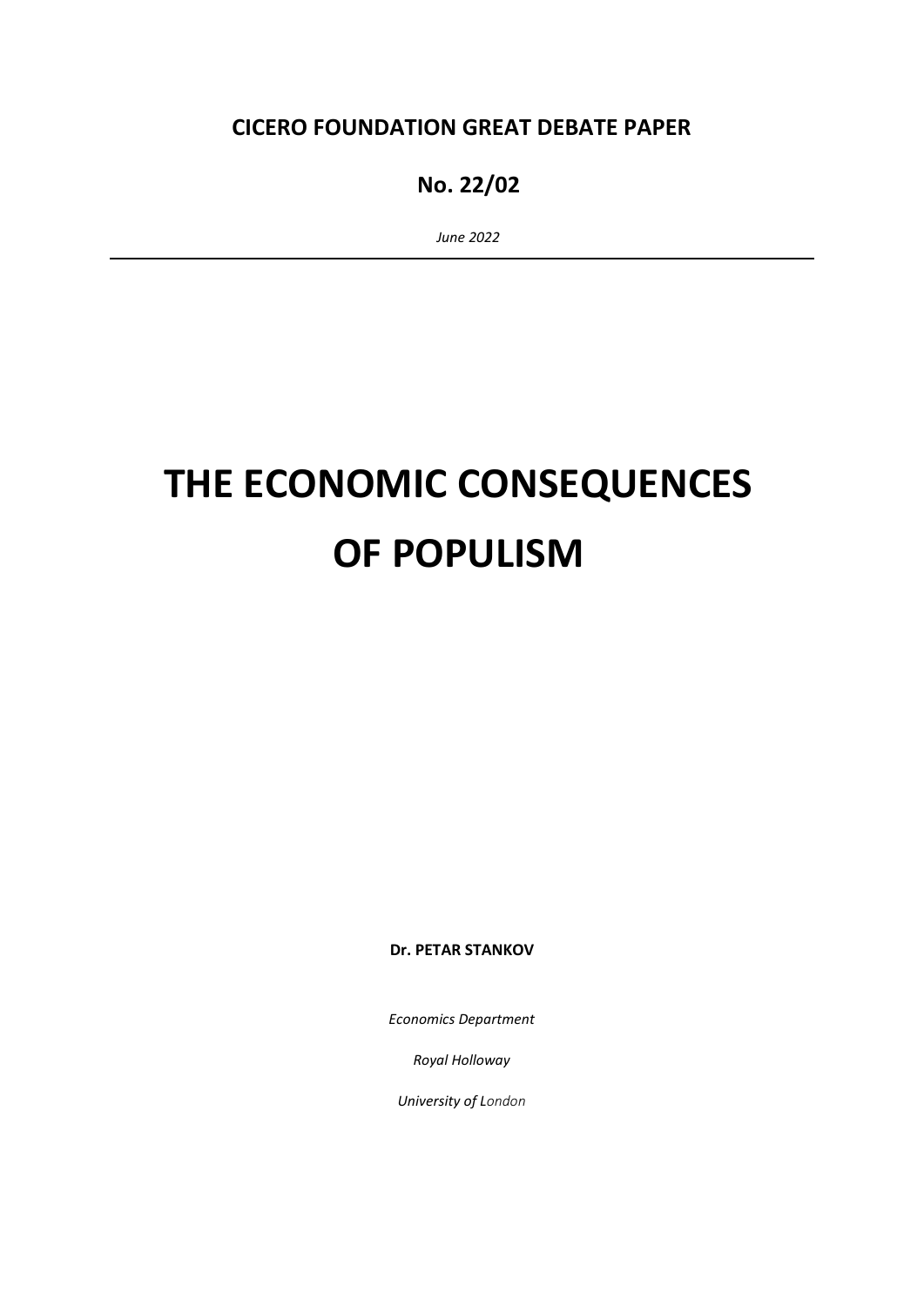**CICERO FOUNDATION GREAT DEBATE PAPER**

**No. 22/02**

*June 2022*

---

# THE ECONOMIC CONSEQUENCES OF POPULISM

**Dr. PETAR STANKOV**

*Economics Department*

*Royal Holloway*

*University of London*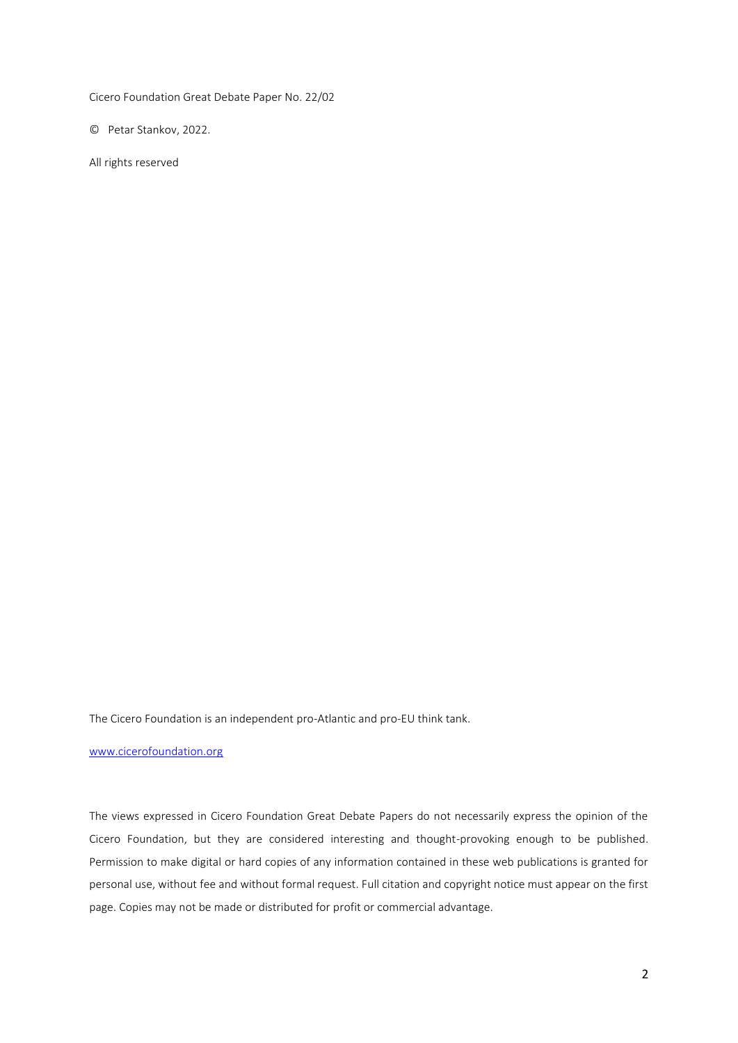Cicero Foundation Great Debate Paper No. 22/02

© Petar Stankov, 2022.

All rights reserved

The Cicero Foundation is an independent pro-Atlantic and pro-EU think tank.

[www.cicerofoundation.org](http://www.cicerofoundation.org)

The views expressed in Cicero Foundation Great Debate Papers do not necessarily express the opinion of the Cicero Foundation, but they are considered interesting and thought-provoking enough to be published. Permission to make digital or hard copies of any information contained in these web publications is granted for personal use, without fee and without formal request. Full citation and copyright notice must appear on the first page. Copies may not be made or distributed for profit or commercial advantage.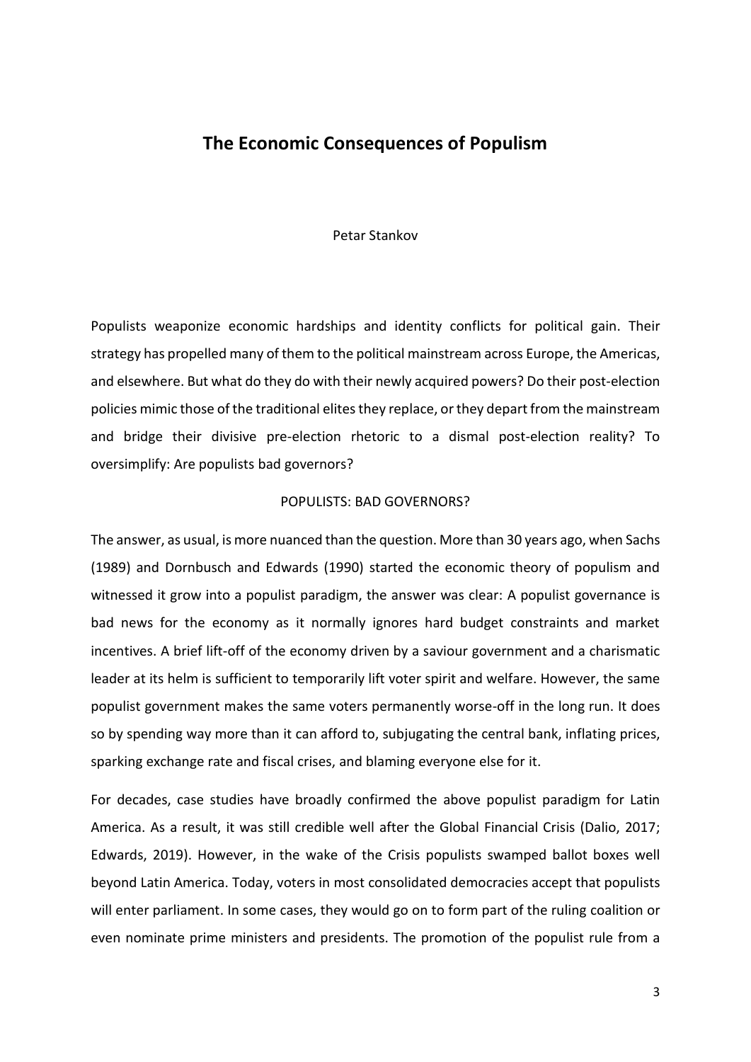# The Economic Consequences of Populism

Petar Stankov

Populists weaponize economic hardships and identity conflicts for political gain. Their strategy has propelled many of them to the political mainstream across Europe, the Americas, and elsewhere. But what do they do with their newly acquired powers? Do their post-election policies mimic those of the traditional elites they replace, or they depart from the mainstream and bridge their divisive pre-election rhetoric to a dismal post-election reality? To oversimplify: Are populists bad governors?

## POPULISTS: BAD GOVERNORS?

The answer, as usual, is more nuanced than the question. More than 30 years ago, when Sachs (1989) and Dornbusch and Edwards (1990) started the economic theory of populism and witnessed it grow into a populist paradigm, the answer was clear: A populist governance is bad news for the economy as it normally ignores hard budget constraints and market incentives. A brief lift-off of the economy driven by a saviour government and a charismatic leader at its helm is sufficient to temporarily lift voter spirit and welfare. However, the same populist government makes the same voters permanently worse-off in the long run. It does so by spending way more than it can afford to, subjugating the central bank, inflating prices, sparking exchange rate and fiscal crises, and blaming everyone else for it.

For decades, case studies have broadly confirmed the above populist paradigm for Latin America. As a result, it was still credible well after the Global Financial Crisis (Dalio, 2017; Edwards, 2019). However, in the wake of the Crisis populists swamped ballot boxes well beyond Latin America. Today, voters in most consolidated democracies accept that populists will enter parliament. In some cases, they would go on to form part of the ruling coalition or even nominate prime ministers and presidents. The promotion of the populist rule from a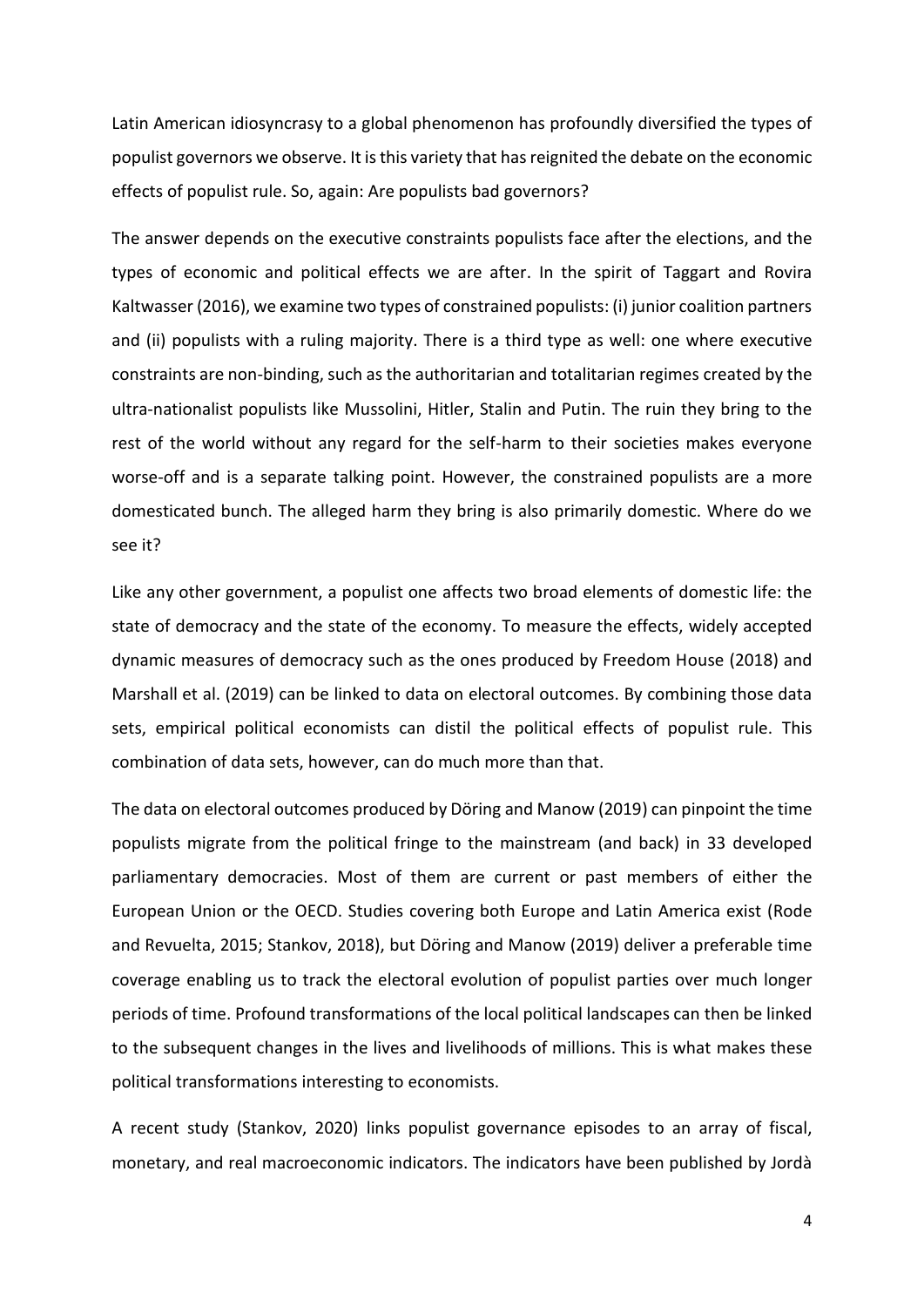Latin American idiosyncrasy to a global phenomenon has profoundly diversified the types of populist governors we observe. It is this variety that has reignited the debate on the economic effects of populist rule. So, again: Are populists bad governors?

The answer depends on the executive constraints populists face after the elections, and the types of economic and political effects we are after. In the spirit of Taggart and Rovira Kaltwasser (2016), we examine two types of constrained populists: (i) junior coalition partners and (ii) populists with a ruling majority. There is a third type as well: one where executive constraints are non-binding, such as the authoritarian and totalitarian regimes created by the ultra-nationalist populists like Mussolini, Hitler, Stalin and Putin. The ruin they bring to the rest of the world without any regard for the self-harm to their societies makes everyone worse-off and is a separate talking point. However, the constrained populists are a more domesticated bunch. The alleged harm they bring is also primarily domestic. Where do we see it?

Like any other government, a populist one affects two broad elements of domestic life: the state of democracy and the state of the economy. To measure the effects, widely accepted dynamic measures of democracy such as the ones produced by Freedom House (2018) and Marshall et al. (2019) can be linked to data on electoral outcomes. By combining those data sets, empirical political economists can distil the political effects of populist rule. This combination of data sets, however, can do much more than that.

The data on electoral outcomes produced by Döring and Manow (2019) can pinpoint the time populists migrate from the political fringe to the mainstream (and back) in 33 developed parliamentary democracies. Most of them are current or past members of either the European Union or the OECD. Studies covering both Europe and Latin America exist (Rode and Revuelta, 2015; Stankov, 2018), but Döring and Manow (2019) deliver a preferable time coverage enabling us to track the electoral evolution of populist parties over much longer periods of time. Profound transformations of the local political landscapes can then be linked to the subsequent changes in the lives and livelihoods of millions. This is what makes these political transformations interesting to economists.

A recent study (Stankov, 2020) links populist governance episodes to an array of fiscal, monetary, and real macroeconomic indicators. The indicators have been published by Jordà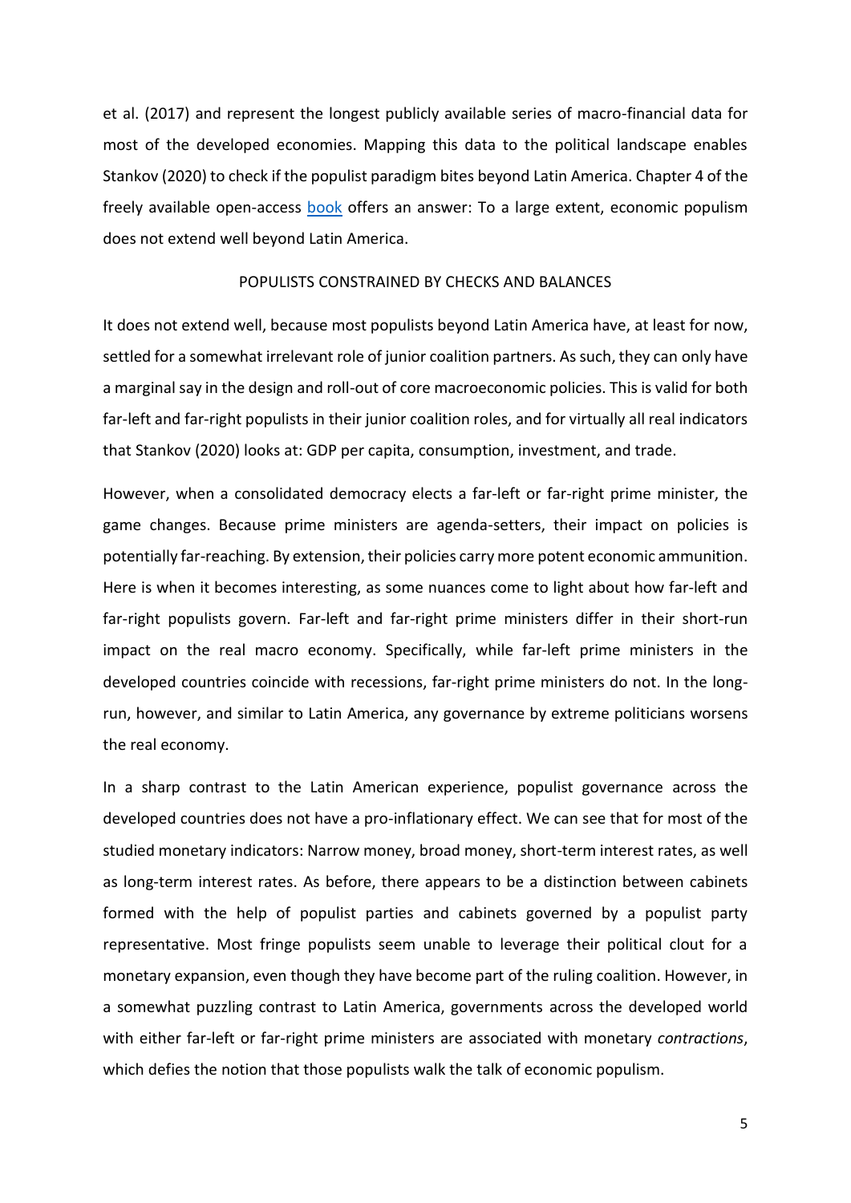et al. (2017) and represent the longest publicly available series of macro-financial data for most of the developed economies. Mapping this data to the political landscape enables Stankov (2020) to check if the populist paradigm bites beyond Latin America. Chapter 4 of the freely available open-access book offers an answer: To a large extent, economic populism does not extend well beyond Latin America.

## POPULISTS CONSTRAINED BY CHECKS AND BALANCES

It does not extend well, because most populists beyond Latin America have, at least for now, settled for a somewhat irrelevant role of junior coalition partners. As such, they can only have a marginal say in the design and roll-out of core macroeconomic policies. This is valid for both far-left and far-right populists in their junior coalition roles, and for virtually all real indicators that Stankov (2020) looks at: GDP per capita, consumption, investment, and trade.

However, when a consolidated democracy elects a far-left or far-right prime minister, the game changes. Because prime ministers are agenda-setters, their impact on policies is potentially far-reaching. By extension, their policies carry more potent economic ammunition. Here is when it becomes interesting, as some nuances come to light about how far-left and far-right populists govern. Far-left and far-right prime ministers differ in their short-run impact on the real macro economy. Specifically, while far-left prime ministers in the developed countries coincide with recessions, far-right prime ministers do not. In the long-run, however, and similar to Latin America, any governance by extreme politicians worsens the real economy.

In a sharp contrast to the Latin American experience, populist governance across the developed countries does not have a pro-inflationary effect. We can see that for most of the studied monetary indicators: Narrow money, broad money, short-term interest rates, as well as long-term interest rates. As before, there appears to be a distinction between cabinets formed with the help of populist parties and cabinets governed by a populist party representative. Most fringe populists seem unable to leverage their political clout for a monetary expansion, even though they have become part of the ruling coalition. However, in a somewhat puzzling contrast to Latin America, governments across the developed world with either far-left or far-right prime ministers are associated with monetary *contractions*, which defies the notion that those populists walk the talk of economic populism.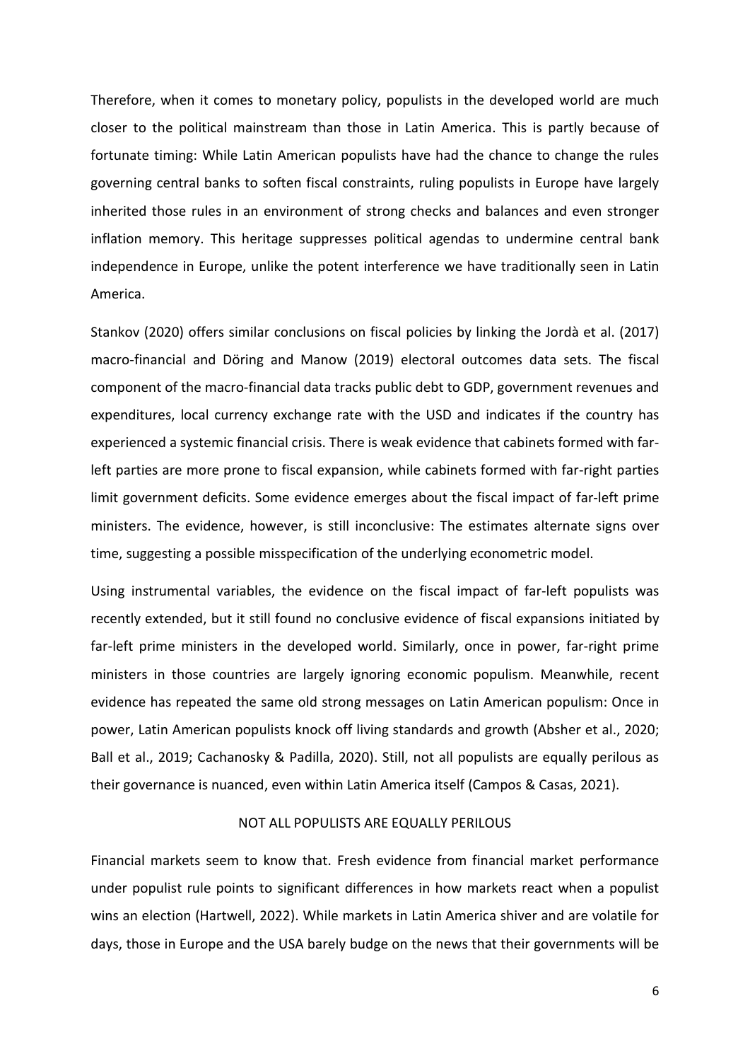Therefore, when it comes to monetary policy, populists in the developed world are much closer to the political mainstream than those in Latin America. This is partly because of fortunate timing: While Latin American populists have had the chance to change the rules governing central banks to soften fiscal constraints, ruling populists in Europe have largely inherited those rules in an environment of strong checks and balances and even stronger inflation memory. This heritage suppresses political agendas to undermine central bank independence in Europe, unlike the potent interference we have traditionally seen in Latin America.

Stankov (2020) offers similar conclusions on fiscal policies by linking the Jordà et al. (2017) macro-financial and Döring and Manow (2019) electoral outcomes data sets. The fiscal component of the macro-financial data tracks public debt to GDP, government revenues and expenditures, local currency exchange rate with the USD and indicates if the country has experienced a systemic financial crisis. There is weak evidence that cabinets formed with far-left parties are more prone to fiscal expansion, while cabinets formed with far-right parties limit government deficits. Some evidence emerges about the fiscal impact of far-left prime ministers. The evidence, however, is still inconclusive: The estimates alternate signs over time, suggesting a possible misspecification of the underlying econometric model.

Using instrumental variables, the evidence on the fiscal impact of far-left populists was recently extended, but it still found no conclusive evidence of fiscal expansions initiated by far-left prime ministers in the developed world. Similarly, once in power, far-right prime ministers in those countries are largely ignoring economic populism. Meanwhile, recent evidence has repeated the same old strong messages on Latin American populism: Once in power, Latin American populists knock off living standards and growth (Absher et al., 2020; Ball et al., 2019; Cachanosky & Padilla, 2020). Still, not all populists are equally perilous as their governance is nuanced, even within Latin America itself (Campos & Casas, 2021).

## NOT ALL POPULISTS ARE EQUALLY PERILOUS

Financial markets seem to know that. Fresh evidence from financial market performance under populist rule points to significant differences in how markets react when a populist wins an election (Hartwell, 2022). While markets in Latin America shiver and are volatile for days, those in Europe and the USA barely budge on the news that their governments will be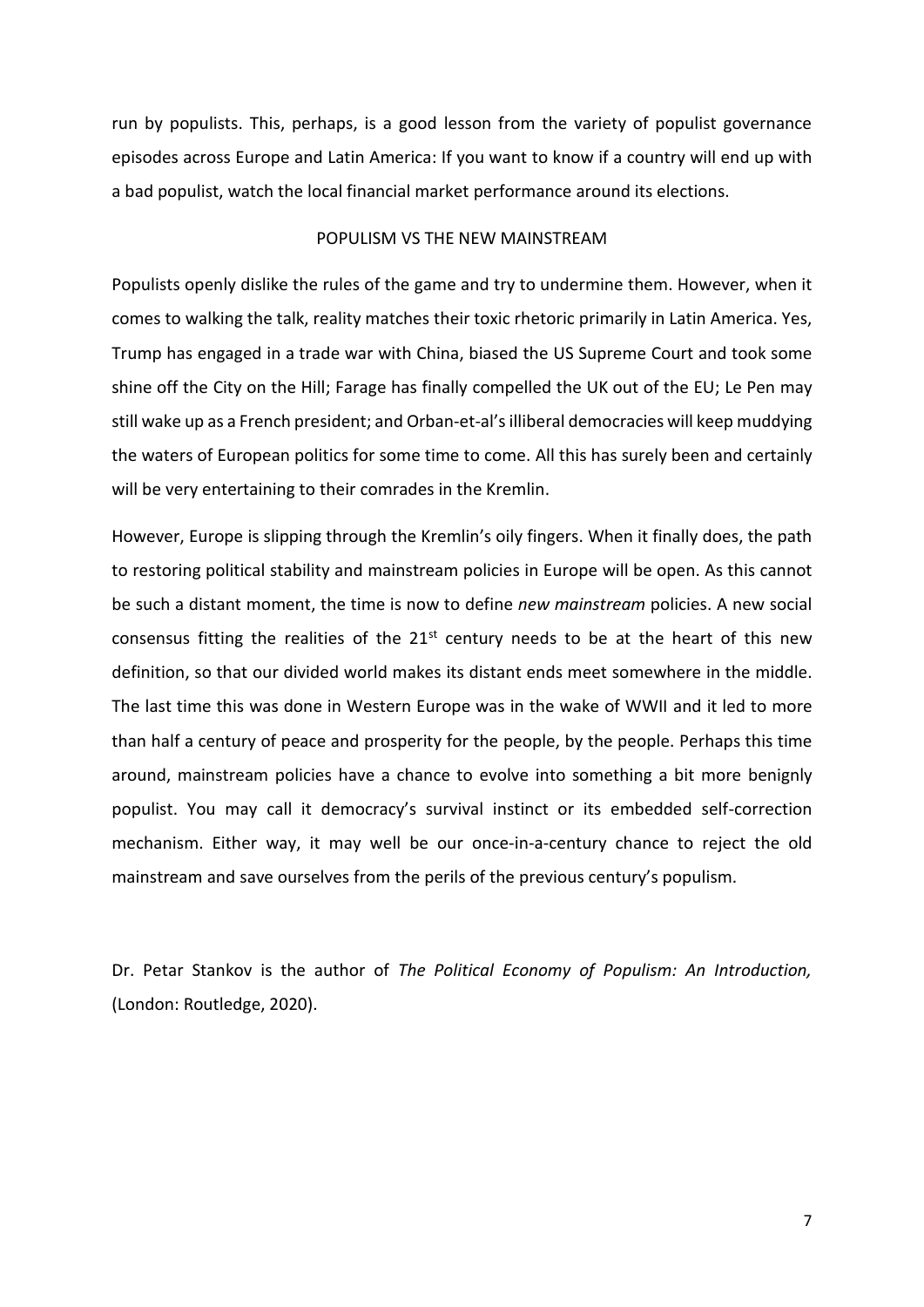run by populists. This, perhaps, is a good lesson from the variety of populist governance episodes across Europe and Latin America: If you want to know if a country will end up with a bad populist, watch the local financial market performance around its elections.

## POPULISM VS THE NEW MAINSTREAM

Populists openly dislike the rules of the game and try to undermine them. However, when it comes to walking the talk, reality matches their toxic rhetoric primarily in Latin America. Yes, Trump has engaged in a trade war with China, biased the US Supreme Court and took some shine off the City on the Hill; Farage has finally compelled the UK out of the EU; Le Pen may still wake up as a French president; and Orban-et-al's illiberal democracies will keep muddying the waters of European politics for some time to come. All this has surely been and certainly will be very entertaining to their comrades in the Kremlin.

However, Europe is slipping through the Kremlin's oily fingers. When it finally does, the path to restoring political stability and mainstream policies in Europe will be open. As this cannot be such a distant moment, the time is now to define *new mainstream* policies. A new social consensus fitting the realities of the 21st century needs to be at the heart of this new definition, so that our divided world makes its distant ends meet somewhere in the middle. The last time this was done in Western Europe was in the wake of WWII and it led to more than half a century of peace and prosperity for the people, by the people. Perhaps this time around, mainstream policies have a chance to evolve into something a bit more benignly populist. You may call it democracy's survival instinct or its embedded self-correction mechanism. Either way, it may well be our once-in-a-century chance to reject the old mainstream and save ourselves from the perils of the previous century's populism.

Dr. Petar Stankov is the author of *The Political Economy of Populism: An Introduction,* (London: Routledge, 2020).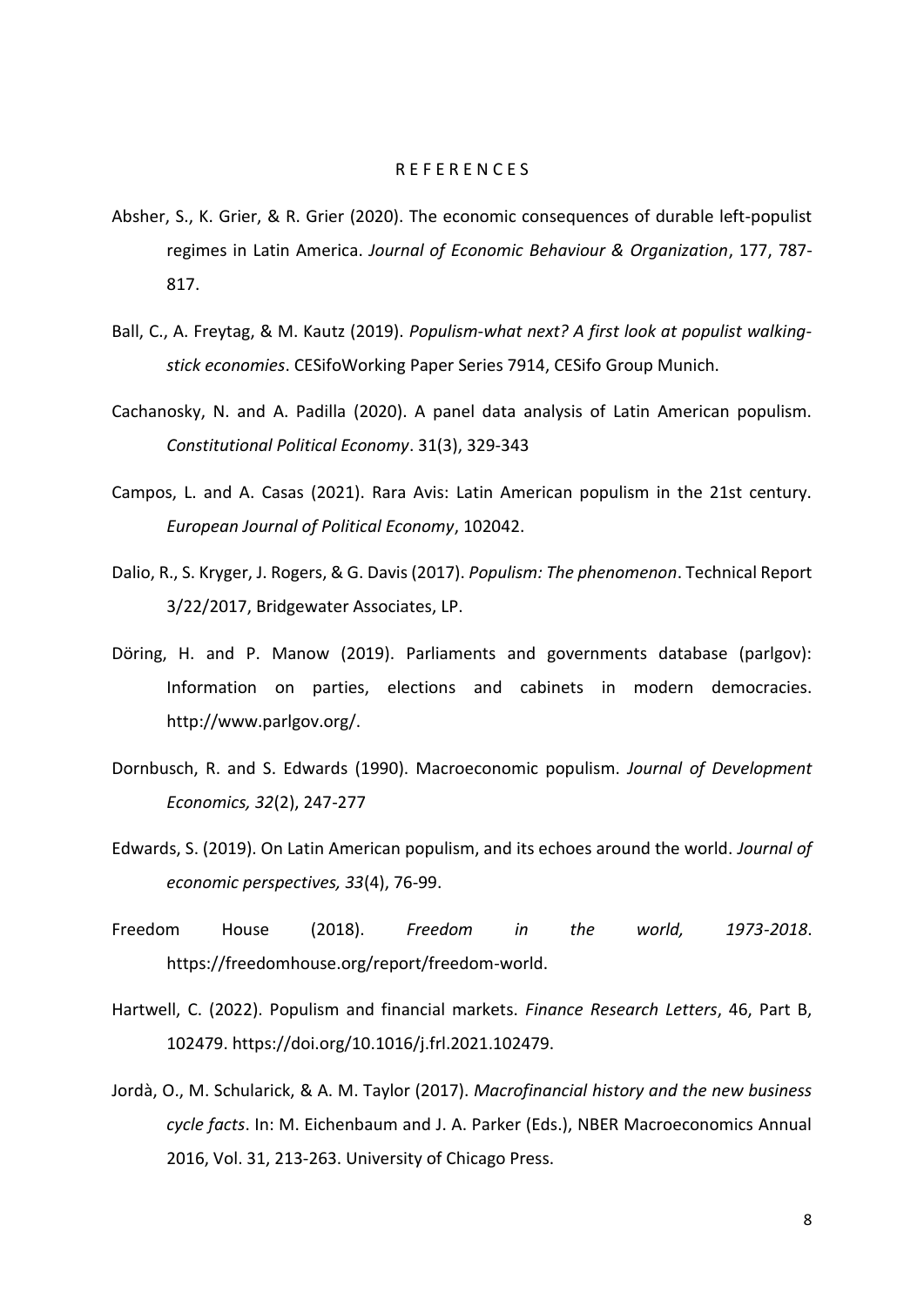# REFERENCES

Absher, S., K. Grier, & R. Grier (2020). The economic consequences of durable left-populist regimes in Latin America. *Journal of Economic Behaviour & Organization*, 177, 787-817.

Ball, C., A. Freytag, & M. Kautz (2019). *Populism-what next? A first look at populist walking-stick economies*. CESifoWorking Paper Series 7914, CESifo Group Munich.

Cachanosky, N. and A. Padilla (2020). A panel data analysis of Latin American populism. *Constitutional Political Economy*. 31(3), 329-343

Campos, L. and A. Casas (2021). Rara Avis: Latin American populism in the 21st century. *European Journal of Political Economy*, 102042.

Dalio, R., S. Kryger, J. Rogers, & G. Davis (2017). *Populism: The phenomenon*. Technical Report 3/22/2017, Bridgewater Associates, LP.

Döring, H. and P. Manow (2019). Parliaments and governments database (parlgov): Information on parties, elections and cabinets in modern democracies. http://www.parlgov.org/.

Dornbusch, R. and S. Edwards (1990). Macroeconomic populism. *Journal of Development Economics, 32*(2), 247-277

Edwards, S. (2019). On Latin American populism, and its echoes around the world. *Journal of economic perspectives, 33*(4), 76-99.

Freedom House (2018). *Freedom in the world, 1973-2018*. https://freedomhouse.org/report/freedom-world.

Hartwell, C. (2022). Populism and financial markets. *Finance Research Letters*, 46, Part B, 102479. https://doi.org/10.1016/j.frl.2021.102479.

Jordà, O., M. Schularick, & A. M. Taylor (2017). *Macrofinancial history and the new business cycle facts*. In: M. Eichenbaum and J. A. Parker (Eds.), NBER Macroeconomics Annual 2016, Vol. 31, 213-263. University of Chicago Press.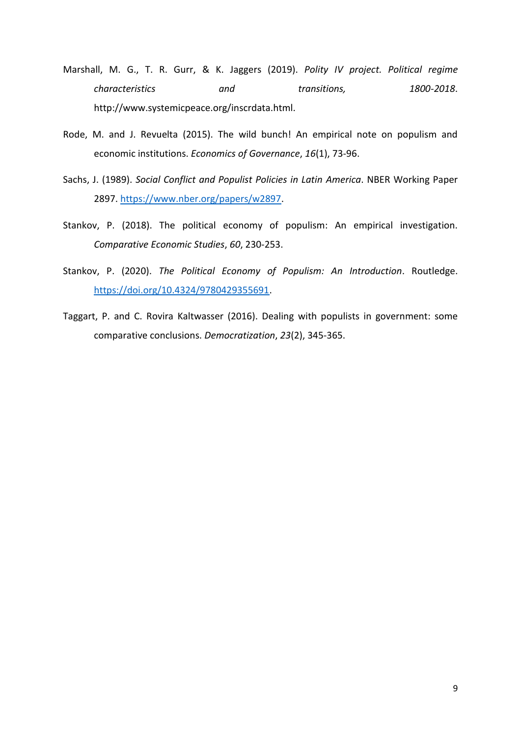Marshall, M. G., T. R. Gurr, & K. Jaggers (2019). *Polity IV project. Political regime characteristics and transitions, 1800-2018*. http://www.systemicpeace.org/inscrdata.html.

Rode, M. and J. Revuelta (2015). The wild bunch! An empirical note on populism and economic institutions. *Economics of Governance*, *16*(1), 73-96.

Sachs, J. (1989). *Social Conflict and Populist Policies in Latin America*. NBER Working Paper 2897. https://www.nber.org/papers/w2897.

Stankov, P. (2018). The political economy of populism: An empirical investigation. *Comparative Economic Studies*, *60*, 230-253.

Stankov, P. (2020). *The Political Economy of Populism: An Introduction*. Routledge. https://doi.org/10.4324/9780429355691.

Taggart, P. and C. Rovira Kaltwasser (2016). Dealing with populists in government: some comparative conclusions. *Democratization*, *23*(2), 345-365.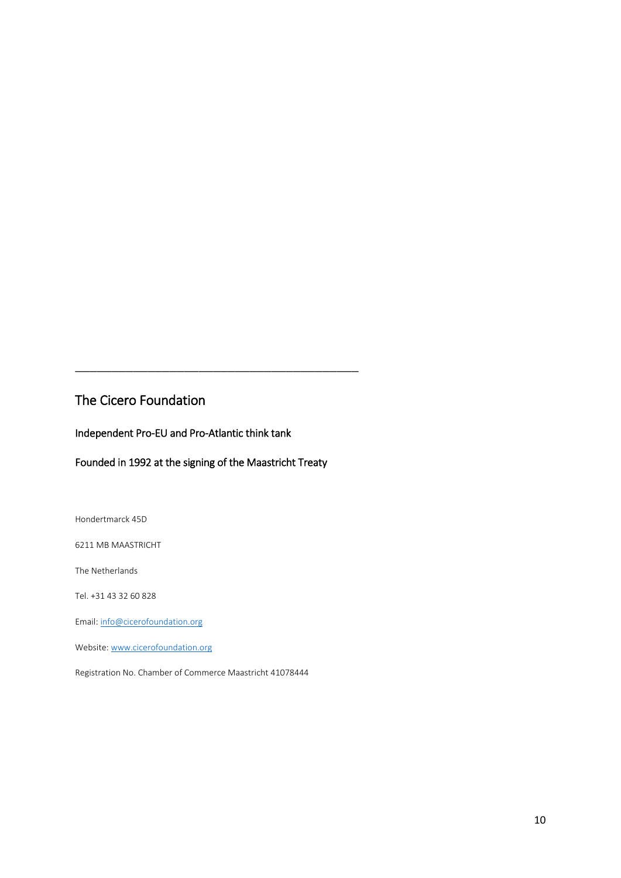---

## The Cicero Foundation

**Independent Pro-EU and Pro-Atlantic think tank**

**Founded in 1992 at the signing of the Maastricht Treaty**

Hondertmarck 45D

6211 MB MAASTRICHT

The Netherlands

Tel. +31 43 32 60 828

Email: info@cicerofoundation.org

Website: www.cicerofoundation.org

Registration No. Chamber of Commerce Maastricht 41078444